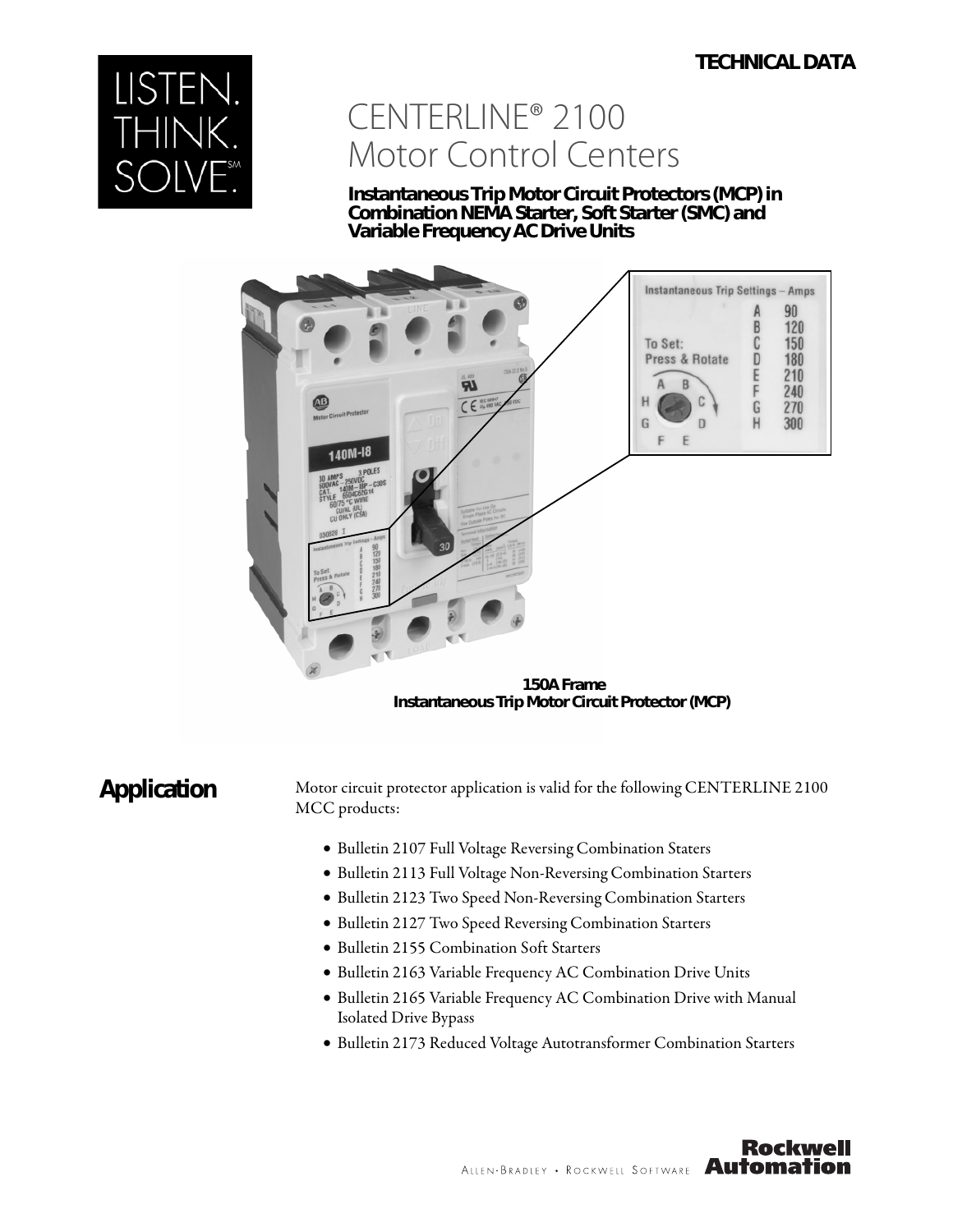TECHNICAL DATA

# CENTERLINE® 2100 Motor Control Centers

**Instantaneous Trip Motor Circuit Protectors (MCP) in Combination NEMA Starter, Soft Starter (SMC) and Variable Frequency AC Drive Units**

**150A Frame Instantaneous Trip Motor Circuit Protector (MCP)**

## Application

Motor circuit protector application is valid for the following CENTERLINE 2100 MCC products:

- Bulletin 2107 Full Voltage Reversing Combination Staters
- Bulletin 2113 Full Voltage Non-Reversing Combination Starters
- Bulletin 2123 Two Speed Non-Reversing Combination Starters
- Bulletin 2127 Two Speed Reversing Combination Starters
- Bulletin 2155 Combination Soft Starters
- Bulletin 2163 Variable Frequency AC Combination Drive Units
- Bulletin 2165 Variable Frequency AC Combination Drive with Manual Isolated Drive Bypass
- Bulletin 2173 Reduced Voltage Autotransformer Combination Starters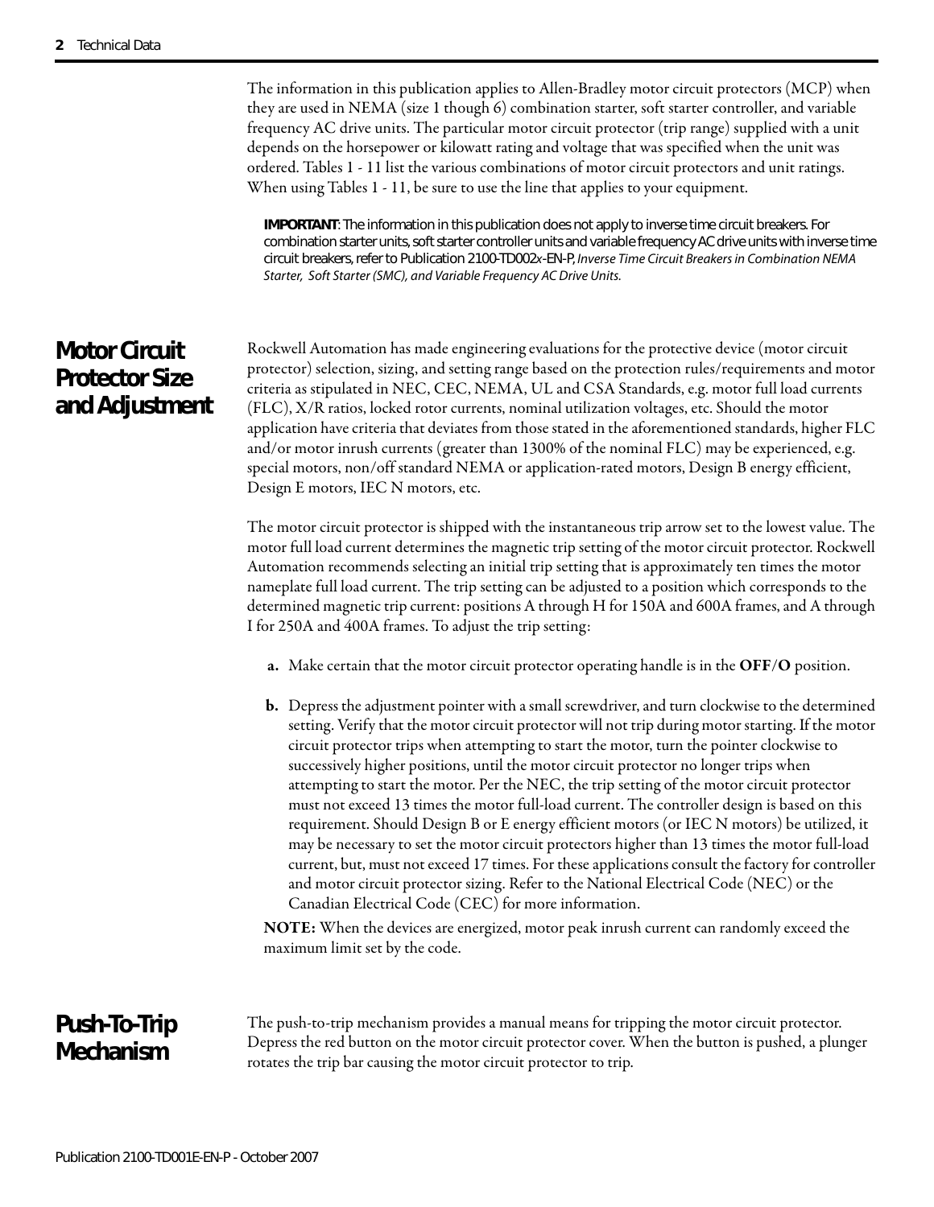The information in this publication applies to Allen-Bradley motor circuit protectors (MCP) when they are used in NEMA (size 1 though 6) combination starter, soft starter controller, and variable frequency AC drive units. The particular motor circuit protector (trip range) supplied with a unit depends on the horsepower or kilowatt rating and voltage that was specified when the unit was ordered. Tables 1 - 11 list the various combinations of motor circuit protectors and unit ratings. When using Tables 1 - 11, be sure to use the line that applies to your equipment.

> **IMPORTANT**: The information in this publication does not apply to inverse time circuit breakers. For combination starter units, soft starter controller units and variable frequency AC drive units with inverse time circuit breakers, refer to Publication 2100-TD002*x*-EN-P, *Inverse Time Circuit Breakers in Combination NEMA Starter, Soft Starter (SMC), and Variable Frequency AC Drive Units.*

## Motor Circuit Protector Size and Adjustment

Rockwell Automation has made engineering evaluations for the protective device (motor circuit protector) selection, sizing, and setting range based on the protection rules/requirements and motor criteria as stipulated in NEC, CEC, NEMA, UL and CSA Standards, e.g. motor full load currents (FLC), X/R ratios, locked rotor currents, nominal utilization voltages, etc. Should the motor application have criteria that deviates from those stated in the aforementioned standards, higher FLC and/or motor inrush currents (greater than 1300% of the nominal FLC) may be experienced, e.g. special motors, non/off standard NEMA or application-rated motors, Design B energy efficient, Design E motors, IEC N motors, etc.

The motor circuit protector is shipped with the instantaneous trip arrow set to the lowest value. The motor full load current determines the magnetic trip setting of the motor circuit protector. Rockwell Automation recommends selecting an initial trip setting that is approximately ten times the motor nameplate full load current. The trip setting can be adjusted to a position which corresponds to the determined magnetic trip current: positions A through H for 150A and 600A frames, and A through I for 250A and 400A frames. To adjust the trip setting:

**a.** Make certain that the motor circuit protector operating handle is in the **OFF/O** position.

**b.** Depress the adjustment pointer with a small screwdriver, and turn clockwise to the determined setting. Verify that the motor circuit protector will not trip during motor starting. If the motor circuit protector trips when attempting to start the motor, turn the pointer clockwise to successively higher positions, until the motor circuit protector no longer trips when attempting to start the motor. Per the NEC, the trip setting of the motor circuit protector must not exceed 13 times the motor full-load current. The controller design is based on this requirement. Should Design B or E energy efficient motors (or IEC N motors) be utilized, it may be necessary to set the motor circuit protectors higher than 13 times the motor full-load current, but, must not exceed 17 times. For these applications consult the factory for controller and motor circuit protector sizing. Refer to the National Electrical Code (NEC) or the Canadian Electrical Code (CEC) for more information.

**NOTE:** When the devices are energized, motor peak inrush current can randomly exceed the maximum limit set by the code.

## Push-To-Trip Mechanism

The push-to-trip mechanism provides a manual means for tripping the motor circuit protector. Depress the red button on the motor circuit protector cover. When the button is pushed, a plunger rotates the trip bar causing the motor circuit protector to trip.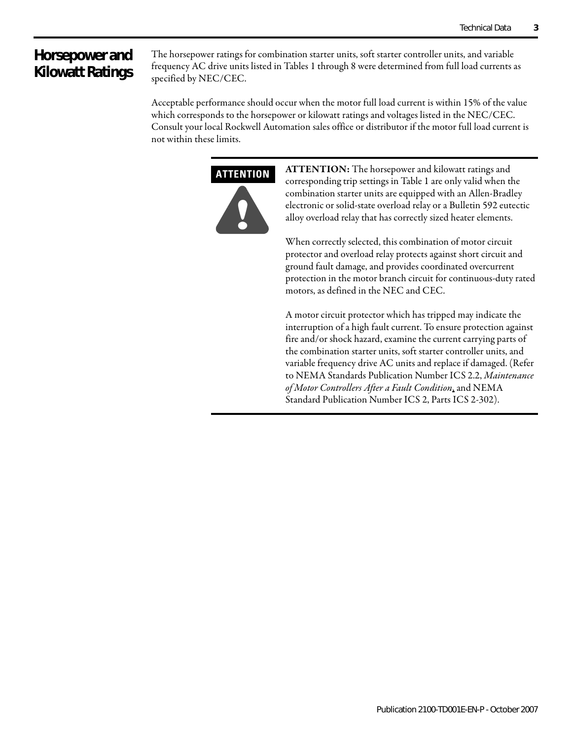## Horsepower and Kilowatt Ratings

The horsepower ratings for combination starter units, soft starter controller units, and variable frequency AC drive units listed in Tables 1 through 8 were determined from full load currents as specified by NEC/CEC.

Acceptable performance should occur when the motor full load current is within 15% of the value which corresponds to the horsepower or kilowatt ratings and voltages listed in the NEC/CEC. Consult your local Rockwell Automation sales office or distributor if the motor full load current is not within these limits.

**ATTENTION**

**ATTENTION:** The horsepower and kilowatt ratings and corresponding trip settings in Table 1 are only valid when the combination starter units are equipped with an Allen-Bradley electronic or solid-state overload relay or a Bulletin 592 eutectic alloy overload relay that has correctly sized heater elements.

When correctly selected, this combination of motor circuit protector and overload relay protects against short circuit and ground fault damage, and provides coordinated overcurrent protection in the motor branch circuit for continuous-duty rated motors, as defined in the NEC and CEC.

A motor circuit protector which has tripped may indicate the interruption of a high fault current. To ensure protection against fire and/or shock hazard, examine the current carrying parts of the combination starter units, soft starter controller units, and variable frequency drive AC units and replace if damaged. (Refer to NEMA Standards Publication Number ICS 2.2, *Maintenance of Motor Controllers After a Fault Condition*, and NEMA Standard Publication Number ICS 2, Parts ICS 2-302).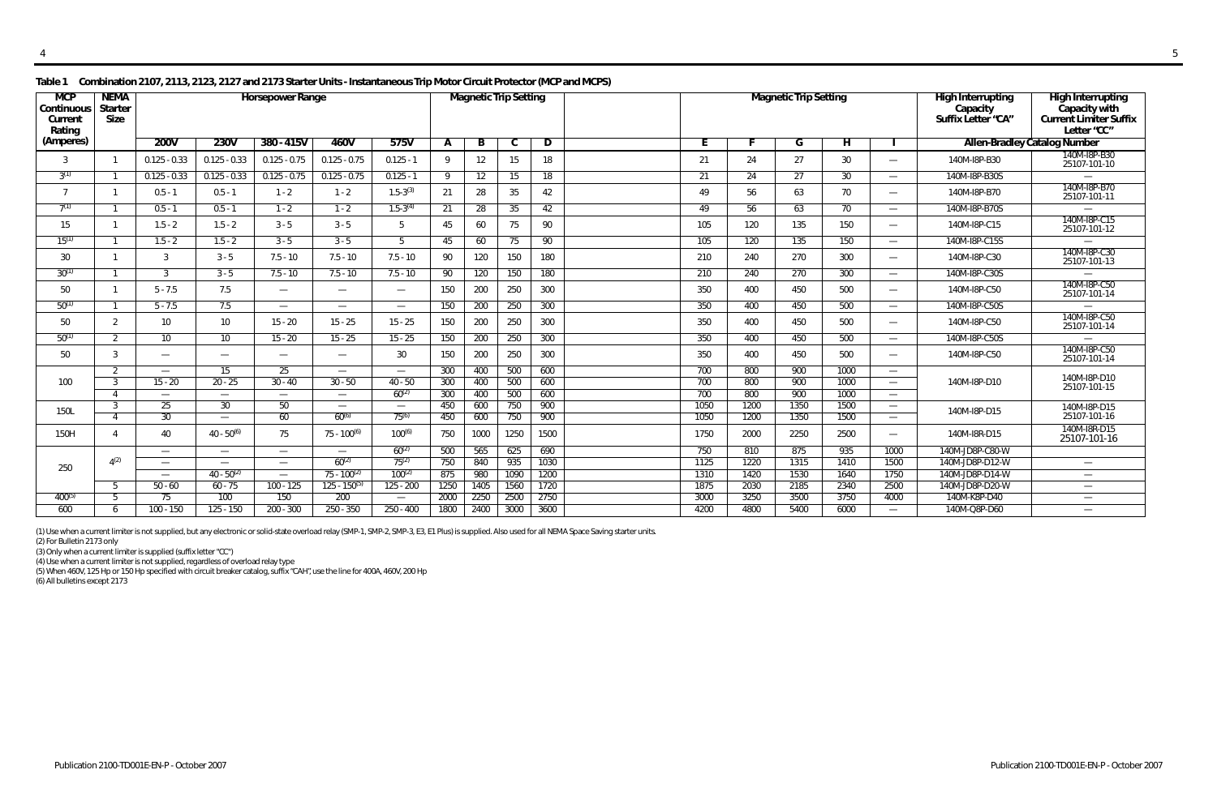**Table 1 Combination 2107, 2113, 2123, 2127 and 2173 Starter Units - Instantaneous Trip Motor Circuit Protector (MCP and MCPS)**

| MCP Continuous Current Rating (Amperes) | NEMA Starter Size | Horsepower Range | | | | | Magnetic Trip Setting | | | | | | | | | High Interrupting Capacity Suffix Letter "CA" | High Interrupting Capacity with Current Limiter Suffix Letter "CC" |
|---|---|---|---|---|---|---|---|---|---|---|---|---|---|---|---|---|---|
| | | 200V | 230V | 380 - 415V | 460V | 575V | A | B | C | D | E | F | G | H | I | Allen-Bradley Catalog Number | |
| 3 | 1 | 0.125 - 0.33 | 0.125 - 0.33 | 0.125 - 0.75 | 0.125 - 0.75 | 0.125 - 1 | 9 | 12 | 15 | 18 | 21 | 24 | 27 | 30 | — | 140M-I8P-B30 | 140M-I8P-B30 25107-101-10 |
| 3(1) | 1 | 0.125 - 0.33 | 0.125 - 0.33 | 0.125 - 0.75 | 0.125 - 0.75 | 0.125 - 1 | 9 | 12 | 15 | 18 | 21 | 24 | 27 | 30 | — | 140M-I8P-B30S | — |
| 7 | 1 | 0.5 - 1 | 0.5 - 1 | 1 - 2 | 1 - 2 | 1.5-3(3) | 21 | 28 | 35 | 42 | 49 | 56 | 63 | 70 | — | 140M-I8P-B70 | 140M-I8P-B70 25107-101-11 |
| 7(1) | 1 | 0.5 - 1 | 0.5 - 1 | 1 - 2 | 1 - 2 | 1.5-3(4) | 21 | 28 | 35 | 42 | 49 | 56 | 63 | 70 | — | 140M-I8P-B70S | — |
| 15 | 1 | 1.5 - 2 | 1.5 - 2 | 3 - 5 | 3 - 5 | 5 | 45 | 60 | 75 | 90 | 105 | 120 | 135 | 150 | — | 140M-I8P-C15 | 140M-I8P-C15 25107-101-12 |
| 15(1) | 1 | 1.5 - 2 | 1.5 - 2 | 3 - 5 | 3 - 5 | 5 | 45 | 60 | 75 | 90 | 105 | 120 | 135 | 150 | — | 140M-I8P-C15S | — |
| 30 | 1 | 3 | 3 - 5 | 7.5 - 10 | 7.5 - 10 | 7.5 - 10 | 90 | 120 | 150 | 180 | 210 | 240 | 270 | 300 | — | 140M-I8P-C30 | 140M-I8P-C30 25107-101-13 |
| 30(1) | 1 | 3 | 3 - 5 | 7.5 - 10 | 7.5 - 10 | 7.5 - 10 | 90 | 120 | 150 | 180 | 210 | 240 | 270 | 300 | — | 140M-I8P-C30S | — |
| 50 | 1 | 5 - 7.5 | 7.5 | — | — | — | 150 | 200 | 250 | 300 | 350 | 400 | 450 | 500 | — | 140M-I8P-C50 | 140M-I8P-C50 25107-101-14 |
| 50(1) | 1 | 5 - 7.5 | 7.5 | — | — | — | 150 | 200 | 250 | 300 | 350 | 400 | 450 | 500 | — | 140M-I8P-C50S | — |
| 50 | 2 | 10 | 10 | 15 - 20 | 15 - 25 | 15 - 25 | 150 | 200 | 250 | 300 | 350 | 400 | 450 | 500 | — | 140M-I8P-C50 | 140M-I8P-C50 25107-101-14 |
| 50(1) | 2 | 10 | 10 | 15 - 20 | 15 - 25 | 15 - 25 | 150 | 200 | 250 | 300 | 350 | 400 | 450 | 500 | — | 140M-I8P-C50S | — |
| 50 | 3 | — | — | — | — | 30 | 150 | 200 | 250 | 300 | 350 | 400 | 450 | 500 | — | 140M-I8P-C50 | 140M-I8P-C50 25107-101-14 |
| 100 | 2 | — | 15 | 25 | — | — | 300 | 400 | 500 | 600 | 700 | 800 | 900 | 1000 | — | 140M-I8P-D10 | 140M-I8P-D10 25107-101-15 |
| | 3 | 15 - 20 | 20 - 25 | 30 - 40 | 30 - 50 | 40 - 50 | 300 | 400 | 500 | 600 | 700 | 800 | 900 | 1000 | — | | |
| | 4 | — | — | — | — | 60(2) | 300 | 400 | 500 | 600 | 700 | 800 | 900 | 1000 | — | | |
| 150L | 3 | 25 | 30 | 50 | — | — | 450 | 600 | 750 | 900 | 1050 | 1200 | 1350 | 1500 | — | 140M-I8P-D15 | 140M-I8P-D15 25107-101-16 |
| | 4 | 30 | — | 60 | 60(6) | 75(6) | 450 | 600 | 750 | 900 | 1050 | 1200 | 1350 | 1500 | — | | |
| 150H | 4 | 40 | 40 - 50(6) | 75 | 75 - 100(6) | 100(6) | 750 | 1000 | 1250 | 1500 | 1750 | 2000 | 2250 | 2500 | — | 140M-I8R-D15 | 140M-I8R-D15 25107-101-16 |
| 250 | 4(2) | — | — | — | — | 60(2) | 500 | 565 | 625 | 690 | 750 | 810 | 875 | 935 | 1000 | 140M-JD8P-C80-W | |
| | | — | — | — | 60(2) | 75(2) | 750 | 840 | 935 | 1030 | 1125 | 1220 | 1315 | 1410 | 1500 | 140M-JD8P-D12-W | — |
| | | — | 40 - 50(2) | — | 75 - 100(2) | 100(2) | 875 | 980 | 1090 | 1200 | 1310 | 1420 | 1530 | 1640 | 1750 | 140M-JD8P-D14-W | — |
| | 5 | 50 - 60 | 60 - 75 | 100 - 125 | 125 - 150(5) | 125 - 200 | 1250 | 1405 | 1560 | 1720 | 1875 | 2030 | 2185 | 2340 | 2500 | 140M-JD8P-D20-W | — |
| 400(5) | 5 | 75 | 100 | 150 | 200 | — | 2000 | 2250 | 2500 | 2750 | 3000 | 3250 | 3500 | 3750 | 4000 | 140M-K8P-D40 | — |
| 600 | 6 | 100 - 150 | 125 - 150 | 200 - 300 | 250 - 350 | 250 - 400 | 1800 | 2400 | 3000 | 3600 | 4200 | 4800 | 5400 | 6000 | — | 140M-Q8P-D60 | — |

(1) Use when a current limiter is not supplied, but any electronic or solid-state overload relay (SMP-1, SMP-2, SMP-3, E3, E1 Plus) is supplied. Also used for all NEMA Space Saving starter units.
(2) For Bulletin 2173 only
(3) Only when a current limiter is supplied (suffix letter "CC")
(4) Use when a current limiter is not supplied, regardless of overload relay type
(5) When 460V, 125 Hp or 150 Hp specified with circuit breaker catalog, suffix "CAH", use the line for 400A, 460V, 200 Hp
(6) All bulletins except 2173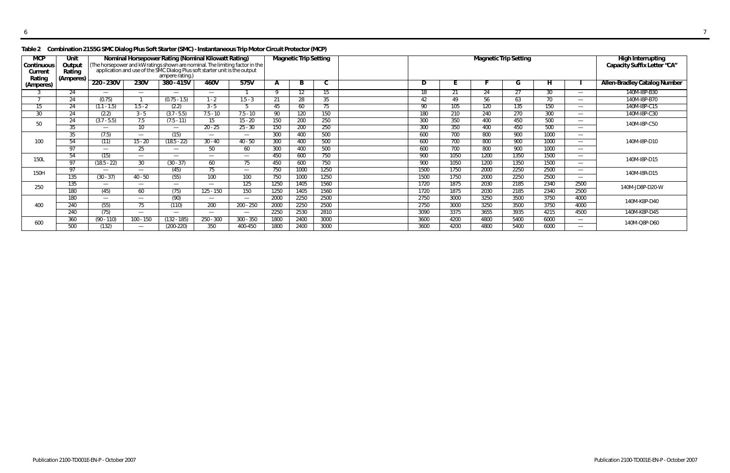**Table 2 Combination 2155G SMC Dialog Plus Soft Starter (SMC) - Instantaneous Trip Motor Circuit Protector (MCP)**

| MCP Continuous Current Rating (Amperes) | Unit Output Rating (Amperes) | Nominal Horsepower Rating (Nominal Kilowatt Rating) (The horsepower and kW ratings shown are nominal. The limiting factor in the application and use of the SMC Dialog Plus soft starter unit is the output ampere rating.) | | | | | Magnetic Trip Setting | | | | | | | | | High Interrupting Capacity Suffix Letter "CA" |
|---|---|---|---|---|---|---|---|---|---|---|---|---|---|---|---|---|
| | | 220 - 230V | 230V | 380 - 415V | 460V | 575V | A | B | C | D | E | F | G | H | I | Allen-Bradley Catalog Number |
| 3 | 24 | — | — | — | — | 1 | 9 | 12 | 15 | 18 | 21 | 24 | 27 | 30 | — | 140M-I8P-B30 |
| 7 | 24 | (0.75) | 1 | (0.75 - 1.5) | 1 - 2 | 1.5 - 3 | 21 | 28 | 35 | 42 | 49 | 56 | 63 | 70 | — | 140M-I8P-B70 |
| 15 | 24 | (1.1 - 1.5) | 1.5 - 2 | (2.2) | 3 - 5 | 5 | 45 | 60 | 75 | 90 | 105 | 120 | 135 | 150 | — | 140M-I8P-C15 |
| 30 | 24 | (2.2) | 3 - 5 | (3.7 - 5.5) | 7.5 - 10 | 7.5 - 10 | 90 | 120 | 150 | 180 | 210 | 240 | 270 | 300 | — | 140M-I8P-C30 |
| 50 | 24 | (3.7 - 5.5) | 7.5 | (7.5 - 11) | 15 | 15 - 20 | 150 | 200 | 250 | 300 | 350 | 400 | 450 | 500 | — | 140M-I8P-C50 |
| | 35 | — | 10 | — | 20 - 25 | 25 - 30 | 150 | 200 | 250 | 300 | 350 | 400 | 450 | 500 | — | |
| 100 | 35 | (7.5) | — | (15) | — | — | 300 | 400 | 500 | 600 | 700 | 800 | 900 | 1000 | — | 140M-I8P-D10 |
| | 54 | (11) | 15 - 20 | (18.5 - 22) | 30 - 40 | 40 - 50 | 300 | 400 | 500 | 600 | 700 | 800 | 900 | 1000 | — | |
| | 97 | — | 25 | — | 50 | 60 | 300 | 400 | 500 | 600 | 700 | 800 | 900 | 1000 | — | |
| 150L | 54 | (15) | — | — | — | — | 450 | 600 | 750 | 900 | 1050 | 1200 | 1350 | 1500 | — | 140M-I8P-D15 |
| | 97 | (18.5 - 22) | 30 | (30 - 37) | 60 | 75 | 450 | 600 | 750 | 900 | 1050 | 1200 | 1350 | 1500 | — | |
| 150H | 97 | — | — | (45) | 75 | — | 750 | 1000 | 1250 | 1500 | 1750 | 2000 | 2250 | 2500 | — | 140M-I8R-D15 |
| | 135 | (30 - 37) | 40 - 50 | (55) | 100 | 100 | 750 | 1000 | 1250 | 1500 | 1750 | 2000 | 2250 | 2500 | — | |
| 250 | 135 | — | — | — | — | 125 | 1250 | 1405 | 1560 | 1720 | 1875 | 2030 | 2185 | 2340 | 2500 | 140M-JD8P-D20-W |
| | 180 | (45) | 60 | (75) | 125 - 150 | 150 | 1250 | 1405 | 1560 | 1720 | 1875 | 2030 | 2185 | 2340 | 2500 | |
| 400 | 180 | — | — | (90) | — | — | 2000 | 2250 | 2500 | 2750 | 3000 | 3250 | 3500 | 3750 | 4000 | 140M-K8P-D40 |
| | 240 | (55) | 75 | (110) | 200 | 200 - 250 | 2000 | 2250 | 2500 | 2750 | 3000 | 3250 | 3500 | 3750 | 4000 | |
| | 240 | (75) | — | — | — | — | 2250 | 2530 | 2810 | 3090 | 3375 | 3655 | 3935 | 4215 | 4500 | 140M-K8P-D45 |
| 600 | 360 | (90 - 110) | 100 - 150 | (132 - 185) | 250 - 300 | 300 - 350 | 1800 | 2400 | 3000 | 3600 | 4200 | 4800 | 5400 | 6000 | — | 140M-Q8P-D60 |
| | 500 | (132) | — | (200-220) | 350 | 400-450 | 1800 | 2400 | 3000 | 3600 | 4200 | 4800 | 5400 | 6000 | — | |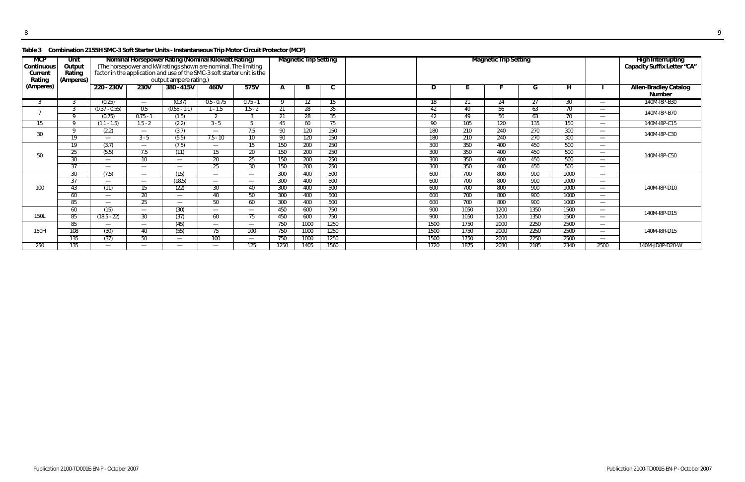**Table 3 Combination 2155H SMC-3 Soft Starter Units - Instantaneous Trip Motor Circuit Protector (MCP)**

| MCP Continuous Current Rating (Amperes) | Unit Output Rating (Amperes) | Nominal Horsepower Rating (Nominal Kilowatt Rating) (The horsepower and kW ratings shown are nominal. The limiting factor in the application and use of the SMC-3 soft starter unit is the output ampere rating.) | | | | | Magnetic Trip Setting | | | | | | | | | High Interrupting Capacity Suffix Letter "CA" |
|---|---|---|---|---|---|---|---|---|---|---|---|---|---|---|---|---|
| | | 220 - 230V | 230V | 380 - 415V | 460V | 575V | A | B | C | D | E | F | G | H | I | Allen-Bradley Catalog Number |
| 3 | 3 | (0.25) | — | (0.37) | 0.5 - 0.75 | 0.75 - 1 | 9 | 12 | 15 | 18 | 21 | 24 | 27 | 30 | — | 140M-I8P-B30 |
| 7 | 3 | (0.37 - 0.55) | 0.5 | (0.55 - 1.1) | 1 - 1.5 | 1.5 - 2 | 21 | 28 | 35 | 42 | 49 | 56 | 63 | 70 | — | 140M-I8P-B70 |
| | 9 | (0.75) | 0.75 - 1 | (1.5) | 2 | 3 | 21 | 28 | 35 | 42 | 49 | 56 | 63 | 70 | — | |
| 15 | 9 | (1.1 - 1.5) | 1.5 - 2 | (2.2) | 3 - 5 | 5 | 45 | 60 | 75 | 90 | 105 | 120 | 135 | 150 | — | 140M-I8P-C15 |
| 30 | 9 | (2.2) | — | (3.7) | — | 7.5 | 90 | 120 | 150 | 180 | 210 | 240 | 270 | 300 | — | 140M-I8P-C30 |
| | 19 | — | 3 - 5 | (5.5) | 7.5 - 10 | 10 | 90 | 120 | 150 | 180 | 210 | 240 | 270 | 300 | — | |
| 50 | 19 | (3.7) | — | (7.5) | — | 15 | 150 | 200 | 250 | 300 | 350 | 400 | 450 | 500 | — | 140M-I8P-C50 |
| | 25 | (5.5) | 7.5 | (11) | 15 | 20 | 150 | 200 | 250 | 300 | 350 | 400 | 450 | 500 | — | |
| | 30 | — | 10 | — | 20 | 25 | 150 | 200 | 250 | 300 | 350 | 400 | 450 | 500 | — | |
| | 37 | — | — | — | 25 | 30 | 150 | 200 | 250 | 300 | 350 | 400 | 450 | 500 | — | |
| 100 | 30 | (7.5) | — | (15) | — | — | 300 | 400 | 500 | 600 | 700 | 800 | 900 | 1000 | — | 140M-I8P-D10 |
| | 37 | — | — | (18.5) | — | — | 300 | 400 | 500 | 600 | 700 | 800 | 900 | 1000 | — | |
| | 43 | (11) | 15 | (22) | 30 | 40 | 300 | 400 | 500 | 600 | 700 | 800 | 900 | 1000 | — | |
| | 60 | — | 20 | — | 40 | 50 | 300 | 400 | 500 | 600 | 700 | 800 | 900 | 1000 | — | |
| | 85 | — | 25 | — | 50 | 60 | 300 | 400 | 500 | 600 | 700 | 800 | 900 | 1000 | — | |
| 150L | 60 | (15) | — | (30) | — | — | 450 | 600 | 750 | 900 | 1050 | 1200 | 1350 | 1500 | — | 140M-I8P-D15 |
| | 85 | (18.5 - 22) | 30 | (37) | 60 | 75 | 450 | 600 | 750 | 900 | 1050 | 1200 | 1350 | 1500 | — | |
| 150H | 85 | — | — | (45) | — | — | 750 | 1000 | 1250 | 1500 | 1750 | 2000 | 2250 | 2500 | — | 140M-I8R-D15 |
| | 108 | (30) | 40 | (55) | 75 | 100 | 750 | 1000 | 1250 | 1500 | 1750 | 2000 | 2250 | 2500 | — | |
| | 135 | (37) | 50 | — | 100 | — | 750 | 1000 | 1250 | 1500 | 1750 | 2000 | 2250 | 2500 | — | |
| 250 | 135 | — | — | — | — | 125 | 1250 | 1405 | 1560 | 1720 | 1875 | 2030 | 2185 | 2340 | 2500 | 140M-JD8P-D20-W |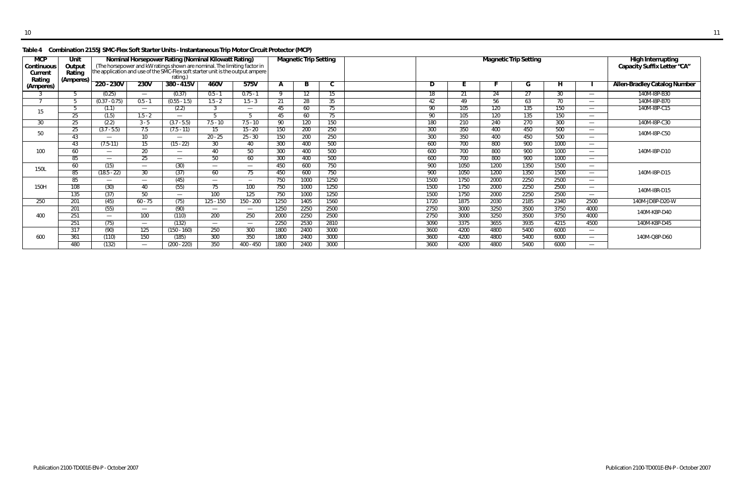**Table 4 Combination 2155J SMC-Flex Soft Starter Units - Instantaneous Trip Motor Circuit Protector (MCP)**

| MCP Continuous Current Rating (Amperes) | Unit Output Rating (Amperes) | Nominal Horsepower Rating (Nominal Kilowatt Rating) (The horsepower and kW ratings shown are nominal. The limiting factor in the application and use of the SMC-Flex soft starter unit is the output ampere rating.) | | | | | Magnetic Trip Setting | | | | | | | | | High Interrupting Capacity Suffix Letter "CA" |
|---|---|---|---|---|---|---|---|---|---|---|---|---|---|---|---|---|
| | | 220 - 230V | 230V | 380 - 415V | 460V | 575V | A | B | C | D | E | F | G | H | I | Allen-Bradley Catalog Number |
| 3 | 5 | (0.25) | — | (0.37) | 0.5 - 1 | 0.75 - 1 | 9 | 12 | 15 | 18 | 21 | 24 | 27 | 30 | — | 140M-I8P-B30 |
| 7 | 5 | (0.37 - 0.75) | 0.5 - 1 | (0.55 - 1.5) | 1.5 - 2 | 1.5 - 3 | 21 | 28 | 35 | 42 | 49 | 56 | 63 | 70 | — | 140M-I8P-B70 |
| 15 | 5 | (1.1) | — | (2.2) | 3 | — | 45 | 60 | 75 | 90 | 105 | 120 | 135 | 150 | — | 140M-I8P-C15 |
| | 25 | (1.5) | 1.5 - 2 | — | 5 | 5 | 45 | 60 | 75 | 90 | 105 | 120 | 135 | 150 | — | |
| 30 | 25 | (2.2) | 3 - 5 | (3.7 - 5.5) | 7.5 - 10 | 7.5 - 10 | 90 | 120 | 150 | 180 | 210 | 240 | 270 | 300 | — | 140M-I8P-C30 |
| 50 | 25 | (3.7 - 5.5) | 7.5 | (7.5 - 11) | 15 | 15 - 20 | 150 | 200 | 250 | 300 | 350 | 400 | 450 | 500 | — | 140M-I8P-C50 |
| | 43 | — | 10 | — | 20 - 25 | 25 - 30 | 150 | 200 | 250 | 300 | 350 | 400 | 450 | 500 | — | |
| 100 | 43 | (7.5-11) | 15 | (15 - 22) | 30 | 40 | 300 | 400 | 500 | 600 | 700 | 800 | 900 | 1000 | — | 140M-I8P-D10 |
| | 60 | — | 20 | — | 40 | 50 | 300 | 400 | 500 | 600 | 700 | 800 | 900 | 1000 | — | |
| | 85 | — | 25 | — | 50 | 60 | 300 | 400 | 500 | 600 | 700 | 800 | 900 | 1000 | — | |
| 150L | 60 | (15) | — | (30) | — | — | 450 | 600 | 750 | 900 | 1050 | 1200 | 1350 | 1500 | — | 140M-I8P-D15 |
| | 85 | (18.5 - 22) | 30 | (37) | 60 | 75 | 450 | 600 | 750 | 900 | 1050 | 1200 | 1350 | 1500 | — | |
| 150H | 85 | — | — | (45) | — | -- | 750 | 1000 | 1250 | 1500 | 1750 | 2000 | 2250 | 2500 | — | 140M-I8R-D15 |
| | 108 | (30) | 40 | (55) | 75 | 100 | 750 | 1000 | 1250 | 1500 | 1750 | 2000 | 2250 | 2500 | — | |
| | 135 | (37) | 50 | — | 100 | 125 | 750 | 1000 | 1250 | 1500 | 1750 | 2000 | 2250 | 2500 | — | |
| 250 | 201 | (45) | 60 - 75 | (75) | 125 - 150 | 150 - 200 | 1250 | 1405 | 1560 | 1720 | 1875 | 2030 | 2185 | 2340 | 2500 | 140M-JD8P-D20-W |
| 400 | 201 | (55) | — | (90) | — | — | 1250 | 2250 | 2500 | 2750 | 3000 | 3250 | 3500 | 3750 | 4000 | 140M-K8P-D40 |
| | 251 | — | 100 | (110) | 200 | 250 | 2000 | 2250 | 2500 | 2750 | 3000 | 3250 | 3500 | 3750 | 4000 | |
| | 251 | (75) | — | (132) | — | — | 2250 | 2530 | 2810 | 3090 | 3375 | 3655 | 3935 | 4215 | 4500 | 140M-K8P-D45 |
| 600 | 317 | (90) | 125 | (150 - 160) | 250 | 300 | 1800 | 2400 | 3000 | 3600 | 4200 | 4800 | 5400 | 6000 | — | 140M-Q8P-D60 |
| | 361 | (110) | 150 | (185) | 300 | 350 | 1800 | 2400 | 3000 | 3600 | 4200 | 4800 | 5400 | 6000 | — | |
| | 480 | (132) | — | (200 - 220) | 350 | 400 - 450 | 1800 | 2400 | 3000 | 3600 | 4200 | 4800 | 5400 | 6000 | — | |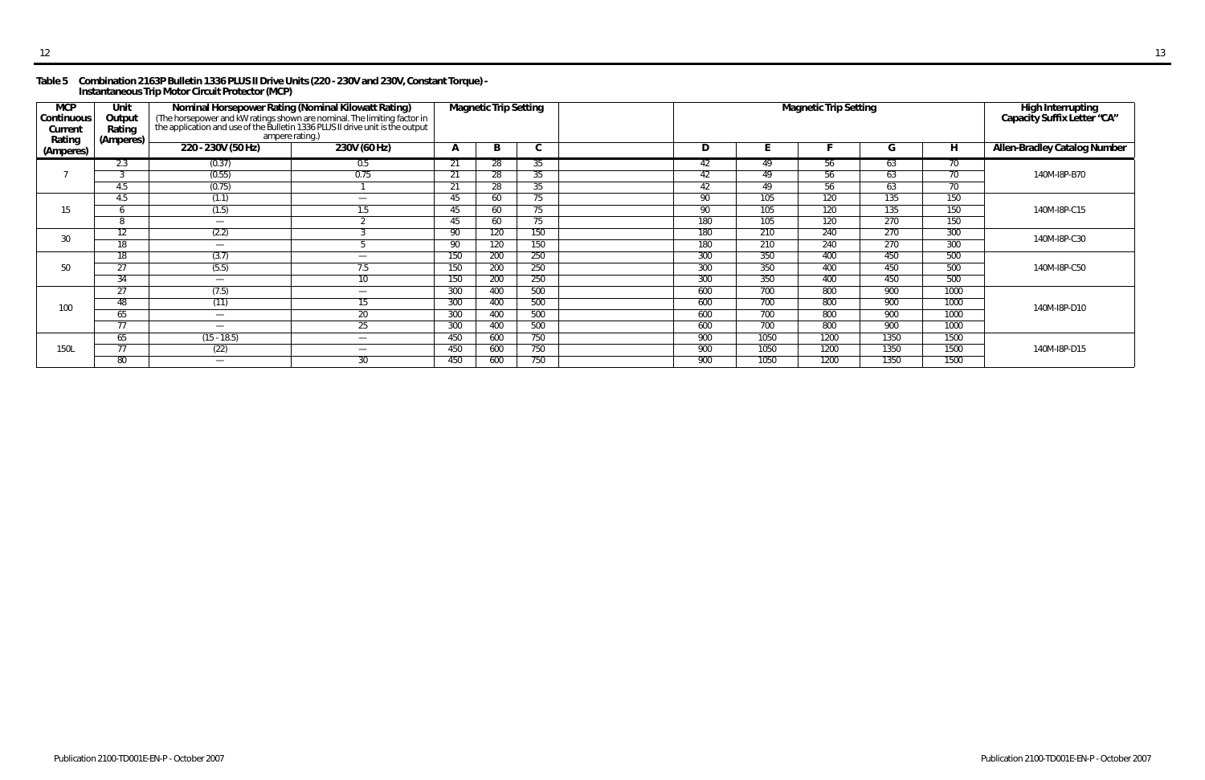**Table 5 Combination 2163P Bulletin 1336 PLUS II Drive Units (220 - 230V and 230V, Constant Torque) - Instantaneous Trip Motor Circuit Protector (MCP)**

| MCP Continuous Current Rating (Amperes) | Unit Output Rating (Amperes) | Nominal Horsepower Rating (Nominal Kilowatt Rating) (The horsepower and kW ratings shown are nominal. The limiting factor in the application and use of the Bulletin 1336 PLUS II drive unit is the output ampere rating.) | | Magnetic Trip Setting | | | Magnetic Trip Setting | | | | | High Interrupting Capacity Suffix Letter "CA" |
|---|---|---|---|---|---|---|---|---|---|---|---|---|
| | | 220 - 230V (50 Hz) | 230V (60 Hz) | A | B | C | D | E | F | G | H | Allen-Bradley Catalog Number |
| 7 | 2.3 | (0.37) | 0.5 | 21 | 28 | 35 | 42 | 49 | 56 | 63 | 70 | 140M-I8P-B70 |
| | 3 | (0.55) | 0.75 | 21 | 28 | 35 | 42 | 49 | 56 | 63 | 70 | |
| | 4.5 | (0.75) | 1 | 21 | 28 | 35 | 42 | 49 | 56 | 63 | 70 | |
| 15 | 4.5 | (1.1) | — | 45 | 60 | 75 | 90 | 105 | 120 | 135 | 150 | 140M-I8P-C15 |
| | 6 | (1.5) | 1.5 | 45 | 60 | 75 | 90 | 105 | 120 | 135 | 150 | |
| | 8 | — | 2 | 45 | 60 | 75 | 180 | 105 | 120 | 270 | 150 | |
| 30 | 12 | (2.2) | 3 | 90 | 120 | 150 | 180 | 210 | 240 | 270 | 300 | 140M-I8P-C30 |
| | 18 | — | 5 | 90 | 120 | 150 | 180 | 210 | 240 | 270 | 300 | |
| 50 | 18 | (3.7) | — | 150 | 200 | 250 | 300 | 350 | 400 | 450 | 500 | 140M-I8P-C50 |
| | 27 | (5.5) | 7.5 | 150 | 200 | 250 | 300 | 350 | 400 | 450 | 500 | |
| | 34 | — | 10 | 150 | 200 | 250 | 300 | 350 | 400 | 450 | 500 | |
| 100 | 27 | (7.5) | — | 300 | 400 | 500 | 600 | 700 | 800 | 900 | 1000 | 140M-I8P-D10 |
| | 48 | (11) | 15 | 300 | 400 | 500 | 600 | 700 | 800 | 900 | 1000 | |
| | 65 | — | 20 | 300 | 400 | 500 | 600 | 700 | 800 | 900 | 1000 | |
| | 77 | — | 25 | 300 | 400 | 500 | 600 | 700 | 800 | 900 | 1000 | |
| 150L | 65 | (15 - 18.5) | — | 450 | 600 | 750 | 900 | 1050 | 1200 | 1350 | 1500 | 140M-I8P-D15 |
| | 77 | (22) | — | 450 | 600 | 750 | 900 | 1050 | 1200 | 1350 | 1500 | |
| | 80 | — | 30 | 450 | 600 | 750 | 900 | 1050 | 1200 | 1350 | 1500 | |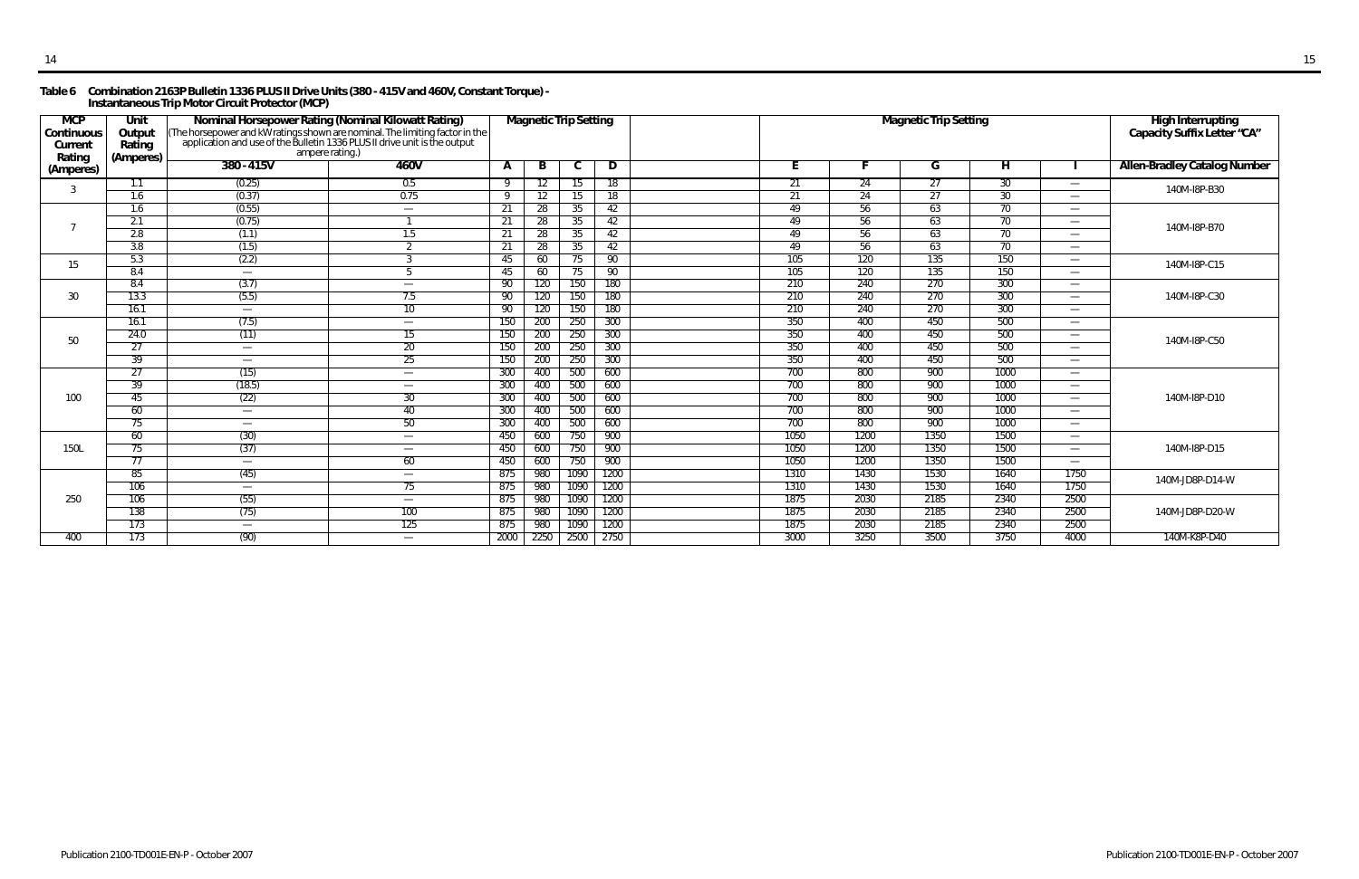**Table 6 Combination 2163P Bulletin 1336 PLUS II Drive Units (380 - 415V and 460V, Constant Torque) - Instantaneous Trip Motor Circuit Protector (MCP)**

| MCP Continuous Current Rating (Amperes) | Unit Output Rating (Amperes) | Nominal Horsepower Rating (Nominal Kilowatt Rating) (The horsepower and kW ratings shown are nominal. The limiting factor in the application and use of the Bulletin 1336 PLUS II drive unit is the output ampere rating.) | | Magnetic Trip Setting | | | | | | | | | High Interrupting Capacity Suffix Letter "CA" |
|---|---|---|---|---|---|---|---|---|---|---|---|---|---|
| | | 380 - 415V | 460V | A | B | C | D | E | F | G | H | I | Allen-Bradley Catalog Number |
| 3 | 1.1 | (0.25) | 0.5 | 9 | 12 | 15 | 18 | 21 | 24 | 27 | 30 | — | 140M-I8P-B30 |
| | 1.6 | (0.37) | 0.75 | 9 | 12 | 15 | 18 | 21 | 24 | 27 | 30 | — | |
| 7 | 1.6 | (0.55) | — | 21 | 28 | 35 | 42 | 49 | 56 | 63 | 70 | — | 140M-I8P-B70 |
| | 2.1 | (0.75) | 1 | 21 | 28 | 35 | 42 | 49 | 56 | 63 | 70 | — | |
| | 2.8 | (1.1) | 1.5 | 21 | 28 | 35 | 42 | 49 | 56 | 63 | 70 | — | |
| | 3.8 | (1.5) | 2 | 21 | 28 | 35 | 42 | 49 | 56 | 63 | 70 | — | |
| 15 | 5.3 | (2.2) | 3 | 45 | 60 | 75 | 90 | 105 | 120 | 135 | 150 | — | 140M-I8P-C15 |
| | 8.4 | — | 5 | 45 | 60 | 75 | 90 | 105 | 120 | 135 | 150 | — | |
| 30 | 8.4 | (3.7) | — | 90 | 120 | 150 | 180 | 210 | 240 | 270 | 300 | — | 140M-I8P-C30 |
| | 13.3 | (5.5) | 7.5 | 90 | 120 | 150 | 180 | 210 | 240 | 270 | 300 | — | |
| | 16.1 | — | 10 | 90 | 120 | 150 | 180 | 210 | 240 | 270 | 300 | — | |
| 50 | 16.1 | (7.5) | — | 150 | 200 | 250 | 300 | 350 | 400 | 450 | 500 | — | 140M-I8P-C50 |
| | 24.0 | (11) | 15 | 150 | 200 | 250 | 300 | 350 | 400 | 450 | 500 | — | |
| | 27 | — | 20 | 150 | 200 | 250 | 300 | 350 | 400 | 450 | 500 | — | |
| | 39 | — | 25 | 150 | 200 | 250 | 300 | 350 | 400 | 450 | 500 | — | |
| 100 | 27 | (15) | — | 300 | 400 | 500 | 600 | 700 | 800 | 900 | 1000 | — | 140M-I8P-D10 |
| | 39 | (18.5) | — | 300 | 400 | 500 | 600 | 700 | 800 | 900 | 1000 | — | |
| | 45 | (22) | 30 | 300 | 400 | 500 | 600 | 700 | 800 | 900 | 1000 | — | |
| | 60 | — | 40 | 300 | 400 | 500 | 600 | 700 | 800 | 900 | 1000 | — | |
| | 75 | — | 50 | 300 | 400 | 500 | 600 | 700 | 800 | 900 | 1000 | — | |
| 150L | 60 | (30) | — | 450 | 600 | 750 | 900 | 1050 | 1200 | 1350 | 1500 | — | 140M-I8P-D15 |
| | 75 | (37) | — | 450 | 600 | 750 | 900 | 1050 | 1200 | 1350 | 1500 | — | |
| | 77 | — | 60 | 450 | 600 | 750 | 900 | 1050 | 1200 | 1350 | 1500 | — | |
| 250 | 85 | (45) | — | 875 | 980 | 1090 | 1200 | 1310 | 1430 | 1530 | 1640 | 1750 | 140M-JD8P-D14-W |
| | 106 | — | 75 | 875 | 980 | 1090 | 1200 | 1310 | 1430 | 1530 | 1640 | 1750 | |
| | 106 | (55) | — | 875 | 980 | 1090 | 1200 | 1875 | 2030 | 2185 | 2340 | 2500 | 140M-JD8P-D20-W |
| | 138 | (75) | 100 | 875 | 980 | 1090 | 1200 | 1875 | 2030 | 2185 | 2340 | 2500 | |
| | 173 | — | 125 | 875 | 980 | 1090 | 1200 | 1875 | 2030 | 2185 | 2340 | 2500 | |
| 400 | 173 | (90) | — | 2000 | 2250 | 2500 | 2750 | 3000 | 3250 | 3500 | 3750 | 4000 | 140M-K8P-D40 |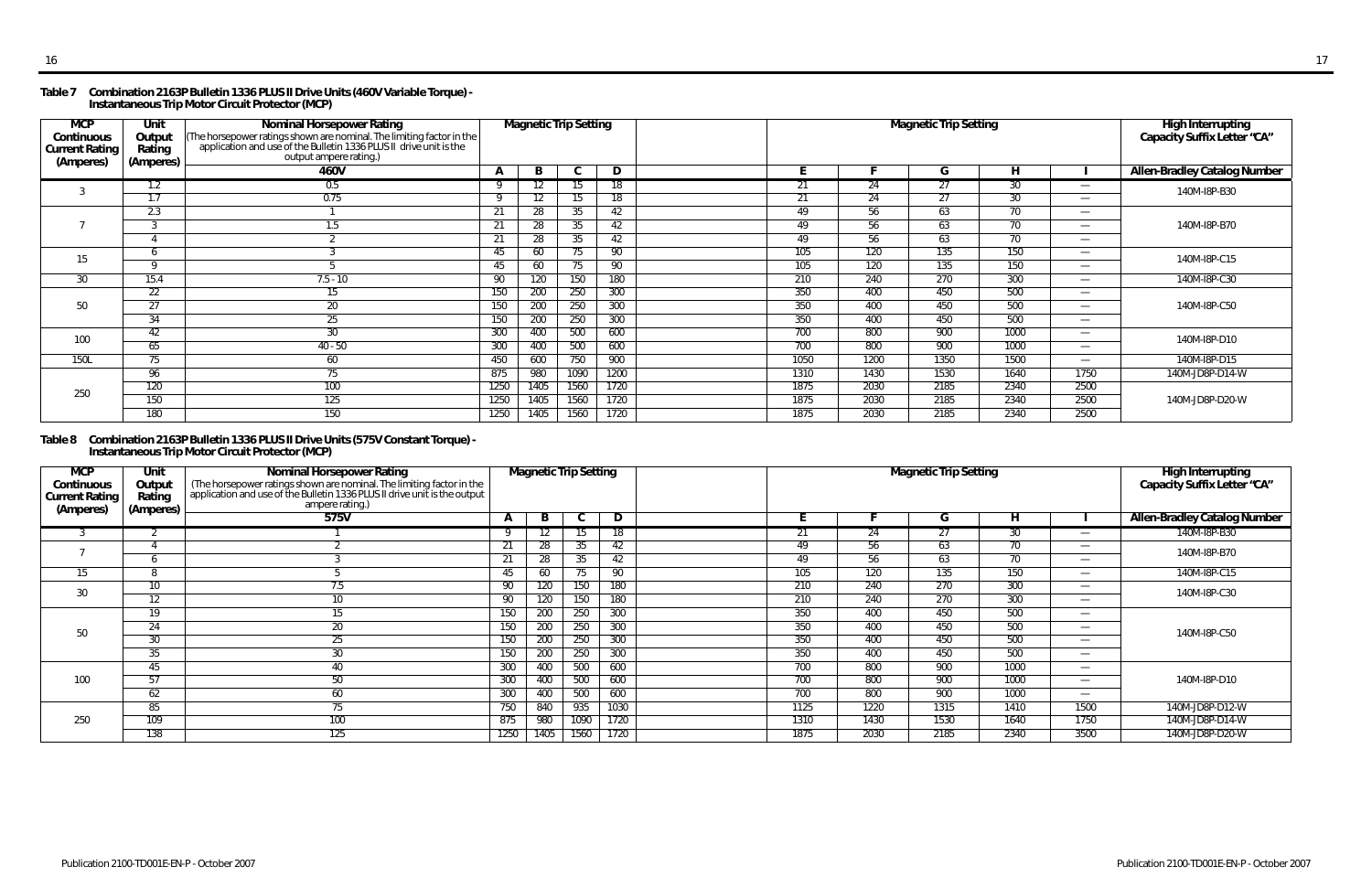**Table 7 Combination 2163P Bulletin 1336 PLUS II Drive Units (460V Variable Torque) - Instantaneous Trip Motor Circuit Protector (MCP)**

| MCP Continuous Current Rating (Amperes) | Unit Output Rating (Amperes) | Nominal Horsepower Rating (The horsepower ratings shown are nominal. The limiting factor in the application and use of the Bulletin 1336 PLUS II drive unit is the output ampere rating.) | Magnetic Trip Setting | | | | Magnetic Trip Setting | | | | | High Interrupting Capacity Suffix Letter "CA" |
|---|---|---|---|---|---|---|---|---|---|---|---|---|
| | | 460V | A | B | C | D | E | F | G | H | I | Allen-Bradley Catalog Number |
| 3 | 1.2 | 0.5 | 9 | 12 | 15 | 18 | 21 | 24 | 27 | 30 | — | 140M-I8P-B30 |
| | 1.7 | 0.75 | 9 | 12 | 15 | 18 | 21 | 24 | 27 | 30 | — | |
| 7 | 2.3 | 1 | 21 | 28 | 35 | 42 | 49 | 56 | 63 | 70 | — | 140M-I8P-B70 |
| | 3 | 1.5 | 21 | 28 | 35 | 42 | 49 | 56 | 63 | 70 | — | |
| | 4 | 2 | 21 | 28 | 35 | 42 | 49 | 56 | 63 | 70 | — | |
| 15 | 6 | 3 | 45 | 60 | 75 | 90 | 105 | 120 | 135 | 150 | — | 140M-I8P-C15 |
| | 9 | 5 | 45 | 60 | 75 | 90 | 105 | 120 | 135 | 150 | — | |
| 30 | 15.4 | 7.5 - 10 | 90 | 120 | 150 | 180 | 210 | 240 | 270 | 300 | — | 140M-I8P-C30 |
| 50 | 22 | 15 | 150 | 200 | 250 | 300 | 350 | 400 | 450 | 500 | — | 140M-I8P-C50 |
| | 27 | 20 | 150 | 200 | 250 | 300 | 350 | 400 | 450 | 500 | — | |
| | 34 | 25 | 150 | 200 | 250 | 300 | 350 | 400 | 450 | 500 | — | |
| 100 | 42 | 30 | 300 | 400 | 500 | 600 | 700 | 800 | 900 | 1000 | — | 140M-I8P-D10 |
| | 65 | 40 - 50 | 300 | 400 | 500 | 600 | 700 | 800 | 900 | 1000 | — | |
| 150L | 75 | 60 | 450 | 600 | 750 | 900 | 1050 | 1200 | 1350 | 1500 | — | 140M-I8P-D15 |
| 250 | 96 | 75 | 875 | 980 | 1090 | 1200 | 1310 | 1430 | 1530 | 1640 | 1750 | 140M-JD8P-D14-W |
| | 120 | 100 | 1250 | 1405 | 1560 | 1720 | 1875 | 2030 | 2185 | 2340 | 2500 | 140M-JD8P-D20-W |
| | 150 | 125 | 1250 | 1405 | 1560 | 1720 | 1875 | 2030 | 2185 | 2340 | 2500 | |
| | 180 | 150 | 1250 | 1405 | 1560 | 1720 | 1875 | 2030 | 2185 | 2340 | 2500 | |

**Table 8 Combination 2163P Bulletin 1336 PLUS II Drive Units (575V Constant Torque) - Instantaneous Trip Motor Circuit Protector (MCP)**

| MCP Continuous Current Rating (Amperes) | Unit Output Rating (Amperes) | Nominal Horsepower Rating (The horsepower ratings shown are nominal. The limiting factor in the application and use of the Bulletin 1336 PLUS II drive unit is the output ampere rating.) | Magnetic Trip Setting | | | | Magnetic Trip Setting | | | | | High Interrupting Capacity Suffix Letter "CA" |
|---|---|---|---|---|---|---|---|---|---|---|---|---|
| | | 575V | A | B | C | D | E | F | G | H | I | Allen-Bradley Catalog Number |
| 3 | 2 | 1 | 9 | 12 | 15 | 18 | 21 | 24 | 27 | 30 | — | 140M-I8P-B30 |
| 7 | 4 | 2 | 21 | 28 | 35 | 42 | 49 | 56 | 63 | 70 | — | 140M-I8P-B70 |
| | 6 | 3 | 21 | 28 | 35 | 42 | 49 | 56 | 63 | 70 | — | |
| 15 | 8 | 5 | 45 | 60 | 75 | 90 | 105 | 120 | 135 | 150 | — | 140M-I8P-C15 |
| 30 | 10 | 7.5 | 90 | 120 | 150 | 180 | 210 | 240 | 270 | 300 | — | 140M-I8P-C30 |
| | 12 | 10 | 90 | 120 | 150 | 180 | 210 | 240 | 270 | 300 | — | |
| 50 | 19 | 15 | 150 | 200 | 250 | 300 | 350 | 400 | 450 | 500 | — | 140M-I8P-C50 |
| | 24 | 20 | 150 | 200 | 250 | 300 | 350 | 400 | 450 | 500 | — | |
| | 30 | 25 | 150 | 200 | 250 | 300 | 350 | 400 | 450 | 500 | — | |
| | 35 | 30 | 150 | 200 | 250 | 300 | 350 | 400 | 450 | 500 | — | |
| 100 | 45 | 40 | 300 | 400 | 500 | 600 | 700 | 800 | 900 | 1000 | — | 140M-I8P-D10 |
| | 57 | 50 | 300 | 400 | 500 | 600 | 700 | 800 | 900 | 1000 | — | |
| | 62 | 60 | 300 | 400 | 500 | 600 | 700 | 800 | 900 | 1000 | — | |
| 250 | 85 | 75 | 750 | 840 | 935 | 1030 | 1125 | 1220 | 1315 | 1410 | 1500 | 140M-JD8P-D12-W |
| | 109 | 100 | 875 | 980 | 1090 | 1720 | 1310 | 1430 | 1530 | 1640 | 1750 | 140M-JD8P-D14-W |
| | 138 | 125 | 1250 | 1405 | 1560 | 1720 | 1875 | 2030 | 2185 | 2340 | 3500 | 140M-JD8P-D20-W |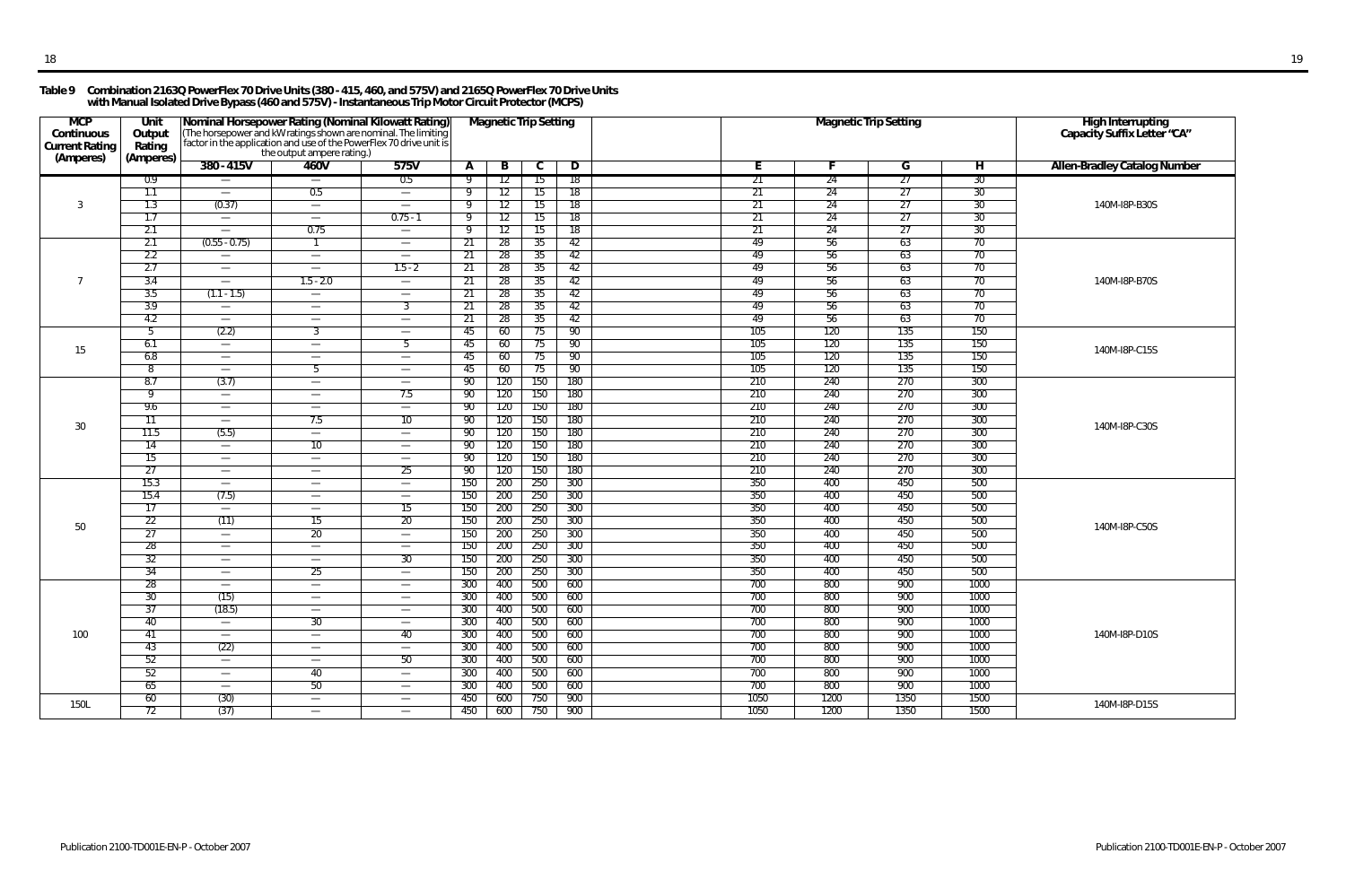**Table 9 Combination 2163Q PowerFlex 70 Drive Units (380 - 415, 460, and 575V) and 2165Q PowerFlex 70 Drive Units with Manual Isolated Drive Bypass (460 and 575V) - Instantaneous Trip Motor Circuit Protector (MCPS)**

| MCP Continuous Current Rating (Amperes) | Unit Output Rating (Amperes) | Nominal Horsepower Rating (Nominal Kilowatt Rating) (The horsepower and kW ratings shown are nominal. The limiting factor in the application and use of the PowerFlex 70 drive unit is the output ampere rating.) | | | Magnetic Trip Setting | | | | | | | | High Interrupting Capacity Suffix Letter "CA" |
|---|---|---|---|---|---|---|---|---|---|---|---|---|---|
| | | 380 - 415V | 460V | 575V | A | B | C | D | E | F | G | H | Allen-Bradley Catalog Number |
| 3 | 0.9 | — | — | 0.5 | 9 | 12 | 15 | 18 | 21 | 24 | 27 | 30 | 140M-I8P-B30S |
| | 1.1 | — | 0.5 | — | 9 | 12 | 15 | 18 | 21 | 24 | 27 | 30 | |
| | 1.3 | (0.37) | — | — | 9 | 12 | 15 | 18 | 21 | 24 | 27 | 30 | |
| | 1.7 | — | — | 0.75 - 1 | 9 | 12 | 15 | 18 | 21 | 24 | 27 | 30 | |
| | 2.1 | — | 0.75 | — | 9 | 12 | 15 | 18 | 21 | 24 | 27 | 30 | |
| 7 | 2.1 | (0.55 - 0.75) | 1 | — | 21 | 28 | 35 | 42 | 49 | 56 | 63 | 70 | 140M-I8P-B70S |
| | 2.2 | — | — | — | 21 | 28 | 35 | 42 | 49 | 56 | 63 | 70 | |
| | 2.7 | — | — | 1.5 - 2 | 21 | 28 | 35 | 42 | 49 | 56 | 63 | 70 | |
| | 3.4 | — | 1.5 - 2.0 | — | 21 | 28 | 35 | 42 | 49 | 56 | 63 | 70 | |
| | 3.5 | (1.1 - 1.5) | — | — | 21 | 28 | 35 | 42 | 49 | 56 | 63 | 70 | |
| | 3.9 | — | — | 3 | 21 | 28 | 35 | 42 | 49 | 56 | 63 | 70 | |
| | 4.2 | — | — | — | 21 | 28 | 35 | 42 | 49 | 56 | 63 | 70 | |
| 15 | 5 | (2.2) | 3 | — | 45 | 60 | 75 | 90 | 105 | 120 | 135 | 150 | 140M-I8P-C15S |
| | 6.1 | — | — | 5 | 45 | 60 | 75 | 90 | 105 | 120 | 135 | 150 | |
| | 6.8 | — | — | — | 45 | 60 | 75 | 90 | 105 | 120 | 135 | 150 | |
| | 8 | — | 5 | — | 45 | 60 | 75 | 90 | 105 | 120 | 135 | 150 | |
| 30 | 8.7 | (3.7) | — | — | 90 | 120 | 150 | 180 | 210 | 240 | 270 | 300 | 140M-I8P-C30S |
| | 9 | — | — | 7.5 | 90 | 120 | 150 | 180 | 210 | 240 | 270 | 300 | |
| | 9.6 | — | — | — | 90 | 120 | 150 | 180 | 210 | 240 | 270 | 300 | |
| | 11 | — | 7.5 | 10 | 90 | 120 | 150 | 180 | 210 | 240 | 270 | 300 | |
| | 11.5 | (5.5) | — | — | 90 | 120 | 150 | 180 | 210 | 240 | 270 | 300 | |
| | 14 | — | 10 | — | 90 | 120 | 150 | 180 | 210 | 240 | 270 | 300 | |
| | 15 | — | — | — | 90 | 120 | 150 | 180 | 210 | 240 | 270 | 300 | |
| | 27 | — | — | 25 | 90 | 120 | 150 | 180 | 210 | 240 | 270 | 300 | |
| 50 | 15.3 | — | — | — | 150 | 200 | 250 | 300 | 350 | 400 | 450 | 500 | 140M-I8P-C50S |
| | 15.4 | (7.5) | — | — | 150 | 200 | 250 | 300 | 350 | 400 | 450 | 500 | |
| | 17 | — | — | 15 | 150 | 200 | 250 | 300 | 350 | 400 | 450 | 500 | |
| | 22 | (11) | 15 | 20 | 150 | 200 | 250 | 300 | 350 | 400 | 450 | 500 | |
| | 27 | — | 20 | — | 150 | 200 | 250 | 300 | 350 | 400 | 450 | 500 | |
| | 28 | — | — | — | 150 | 200 | 250 | 300 | 350 | 400 | 450 | 500 | |
| | 32 | — | — | 30 | 150 | 200 | 250 | 300 | 350 | 400 | 450 | 500 | |
| | 34 | — | 25 | — | 150 | 200 | 250 | 300 | 350 | 400 | 450 | 500 | |
| 100 | 28 | — | — | — | 300 | 400 | 500 | 600 | 700 | 800 | 900 | 1000 | 140M-I8P-D10S |
| | 30 | (15) | — | — | 300 | 400 | 500 | 600 | 700 | 800 | 900 | 1000 | |
| | 37 | (18.5) | — | — | 300 | 400 | 500 | 600 | 700 | 800 | 900 | 1000 | |
| | 40 | — | 30 | — | 300 | 400 | 500 | 600 | 700 | 800 | 900 | 1000 | |
| | 41 | — | — | 40 | 300 | 400 | 500 | 600 | 700 | 800 | 900 | 1000 | |
| | 43 | (22) | — | — | 300 | 400 | 500 | 600 | 700 | 800 | 900 | 1000 | |
| | 52 | — | — | 50 | 300 | 400 | 500 | 600 | 700 | 800 | 900 | 1000 | |
| | 52 | — | 40 | — | 300 | 400 | 500 | 600 | 700 | 800 | 900 | 1000 | |
| | 65 | — | 50 | — | 300 | 400 | 500 | 600 | 700 | 800 | 900 | 1000 | |
| 150L | 60 | (30) | — | — | 450 | 600 | 750 | 900 | 1050 | 1200 | 1350 | 1500 | 140M-I8P-D15S |
| | 72 | (37) | — | — | 450 | 600 | 750 | 900 | 1050 | 1200 | 1350 | 1500 | |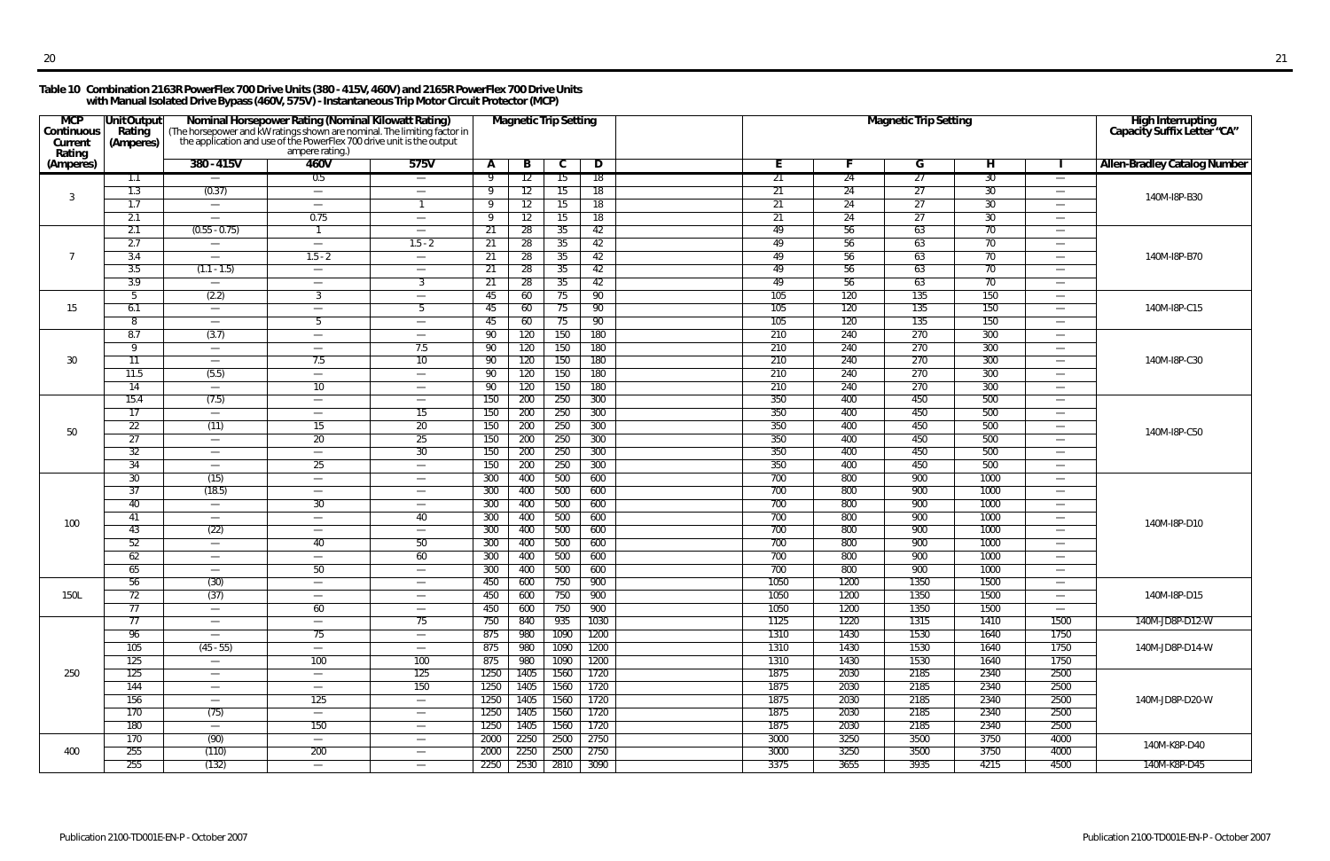**Table 10 Combination 2163R PowerFlex 700 Drive Units (380 - 415V, 460V) and 2165R PowerFlex 700 Drive Units with Manual Isolated Drive Bypass (460V, 575V) - Instantaneous Trip Motor Circuit Protector (MCP)**

| MCP Continuous Current Rating (Amperes) | Unit Output Rating (Amperes) | Nominal Horsepower Rating (Nominal Kilowatt Rating) (The horsepower and kW ratings shown are nominal. The limiting factor in the application and use of the PowerFlex 700 drive unit is the output ampere rating.) | | | Magnetic Trip Setting | | | | | | | | | High Interrupting Capacity Suffix Letter "CA" |
|---|---|---|---|---|---|---|---|---|---|---|---|---|---|---|
| | | 380 - 415V | 460V | 575V | A | B | C | D | E | F | G | H | I | Allen-Bradley Catalog Number |
| 3 | 1.1 | — | 0.5 | — | 9 | 12 | 15 | 18 | 21 | 24 | 27 | 30 | — | 140M-I8P-B30 |
| | 1.3 | (0.37) | — | — | 9 | 12 | 15 | 18 | 21 | 24 | 27 | 30 | — | |
| | 1.7 | — | — | 1 | 9 | 12 | 15 | 18 | 21 | 24 | 27 | 30 | — | |
| | 2.1 | — | 0.75 | — | 9 | 12 | 15 | 18 | 21 | 24 | 27 | 30 | — | |
| 7 | 2.1 | (0.55 - 0.75) | 1 | — | 21 | 28 | 35 | 42 | 49 | 56 | 63 | 70 | — | 140M-I8P-B70 |
| | 2.7 | — | — | 1.5 - 2 | 21 | 28 | 35 | 42 | 49 | 56 | 63 | 70 | — | |
| | 3.4 | — | 1.5 - 2 | — | 21 | 28 | 35 | 42 | 49 | 56 | 63 | 70 | — | |
| | 3.5 | (1.1 - 1.5) | — | — | 21 | 28 | 35 | 42 | 49 | 56 | 63 | 70 | — | |
| | 3.9 | — | — | 3 | 21 | 28 | 35 | 42 | 49 | 56 | 63 | 70 | — | |
| 15 | 5 | (2.2) | 3 | — | 45 | 60 | 75 | 90 | 105 | 120 | 135 | 150 | — | 140M-I8P-C15 |
| | 6.1 | — | — | 5 | 45 | 60 | 75 | 90 | 105 | 120 | 135 | 150 | — | |
| | 8 | — | 5 | — | 45 | 60 | 75 | 90 | 105 | 120 | 135 | 150 | — | |
| 30 | 8.7 | (3.7) | — | — | 90 | 120 | 150 | 180 | 210 | 240 | 270 | 300 | — | 140M-I8P-C30 |
| | 9 | — | — | 7.5 | 90 | 120 | 150 | 180 | 210 | 240 | 270 | 300 | — | |
| | 11 | — | 7.5 | 10 | 90 | 120 | 150 | 180 | 210 | 240 | 270 | 300 | — | |
| | 11.5 | (5.5) | — | — | 90 | 120 | 150 | 180 | 210 | 240 | 270 | 300 | — | |
| | 14 | — | 10 | — | 90 | 120 | 150 | 180 | 210 | 240 | 270 | 300 | — | |
| 50 | 15.4 | (7.5) | — | — | 150 | 200 | 250 | 300 | 350 | 400 | 450 | 500 | — | 140M-I8P-C50 |
| | 17 | — | — | 15 | 150 | 200 | 250 | 300 | 350 | 400 | 450 | 500 | — | |
| | 22 | (11) | 15 | 20 | 150 | 200 | 250 | 300 | 350 | 400 | 450 | 500 | — | |
| | 27 | — | 20 | 25 | 150 | 200 | 250 | 300 | 350 | 400 | 450 | 500 | — | |
| | 32 | — | — | 30 | 150 | 200 | 250 | 300 | 350 | 400 | 450 | 500 | — | |
| | 34 | — | 25 | — | 150 | 200 | 250 | 300 | 350 | 400 | 450 | 500 | — | |
| 100 | 30 | (15) | — | — | 300 | 400 | 500 | 600 | 700 | 800 | 900 | 1000 | — | 140M-I8P-D10 |
| | 37 | (18.5) | — | — | 300 | 400 | 500 | 600 | 700 | 800 | 900 | 1000 | — | |
| | 40 | — | 30 | — | 300 | 400 | 500 | 600 | 700 | 800 | 900 | 1000 | — | |
| | 41 | — | — | 40 | 300 | 400 | 500 | 600 | 700 | 800 | 900 | 1000 | — | |
| | 43 | (22) | — | — | 300 | 400 | 500 | 600 | 700 | 800 | 900 | 1000 | — | |
| | 52 | — | 40 | 50 | 300 | 400 | 500 | 600 | 700 | 800 | 900 | 1000 | — | |
| | 62 | — | — | 60 | 300 | 400 | 500 | 600 | 700 | 800 | 900 | 1000 | — | |
| | 65 | — | 50 | — | 300 | 400 | 500 | 600 | 700 | 800 | 900 | 1000 | — | |
| 150L | 56 | (30) | — | — | 450 | 600 | 750 | 900 | 1050 | 1200 | 1350 | 1500 | — | 140M-I8P-D15 |
| | 72 | (37) | — | — | 450 | 600 | 750 | 900 | 1050 | 1200 | 1350 | 1500 | — | |
| | 77 | — | 60 | — | 450 | 600 | 750 | 900 | 1050 | 1200 | 1350 | 1500 | — | |
| 250 | 77 | — | — | 75 | 750 | 840 | 935 | 1030 | 1125 | 1220 | 1315 | 1410 | 1500 | 140M-JD8P-D12-W |
| | 96 | — | 75 | — | 875 | 980 | 1090 | 1200 | 1310 | 1430 | 1530 | 1640 | 1750 | 140M-JD8P-D14-W |
| | 105 | (45 - 55) | — | — | 875 | 980 | 1090 | 1200 | 1310 | 1430 | 1530 | 1640 | 1750 | |
| | 125 | — | 100 | 100 | 875 | 980 | 1090 | 1200 | 1310 | 1430 | 1530 | 1640 | 1750 | |
| | 125 | — | — | 125 | 1250 | 1405 | 1560 | 1720 | 1875 | 2030 | 2185 | 2340 | 2500 | 140M-JD8P-D20-W |
| | 144 | — | — | 150 | 1250 | 1405 | 1560 | 1720 | 1875 | 2030 | 2185 | 2340 | 2500 | |
| | 156 | — | 125 | — | 1250 | 1405 | 1560 | 1720 | 1875 | 2030 | 2185 | 2340 | 2500 | |
| | 170 | (75) | — | — | 1250 | 1405 | 1560 | 1720 | 1875 | 2030 | 2185 | 2340 | 2500 | |
| | 180 | — | 150 | — | 1250 | 1405 | 1560 | 1720 | 1875 | 2030 | 2185 | 2340 | 2500 | |
| 400 | 170 | (90) | — | — | 2000 | 2250 | 2500 | 2750 | 3000 | 3250 | 3500 | 3750 | 4000 | 140M-K8P-D40 |
| | 255 | (110) | 200 | — | 2000 | 2250 | 2500 | 2750 | 3000 | 3250 | 3500 | 3750 | 4000 | |
| | 255 | (132) | — | — | 2250 | 2530 | 2810 | 3090 | 3375 | 3655 | 3935 | 4215 | 4500 | 140M-K8P-D45 |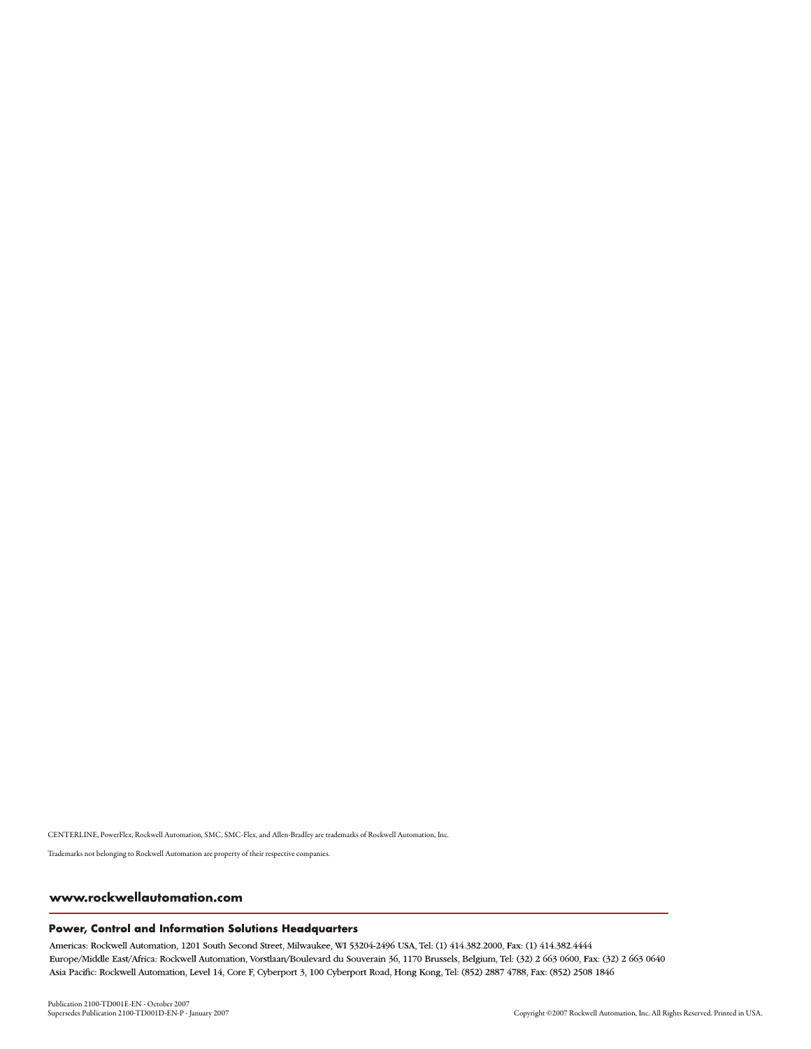CENTERLINE, PowerFlex, Rockwell Automation, SMC, SMC-Flex, and Allen-Bradley are trademarks of Rockwell Automation, Inc.

Trademarks not belonging to Rockwell Automation are property of their respective companies.

**www.rockwellautomation.com**

**Power, Control and Information Solutions Headquarters**

Americas: Rockwell Automation, 1201 South Second Street, Milwaukee, WI 53204-2496 USA, Tel: (1) 414.382.2000, Fax: (1) 414.382.4444
Europe/Middle East/Africa: Rockwell Automation, Vorstlaan/Boulevard du Souverain 36, 1170 Brussels, Belgium, Tel: (32) 2 663 0600, Fax: (32) 2 663 0640
Asia Pacific: Rockwell Automation, Level 14, Core F, Cyberport 3, 100 Cyberport Road, Hong Kong, Tel: (852) 2887 4788, Fax: (852) 2508 1846

Publication 2100-TD001E-EN - October 2007
Supersedes Publication 2100-TD001D-EN-P - January 2007

Copyright ©2007 Rockwell Automation, Inc. All Rights Reserved. Printed in USA.